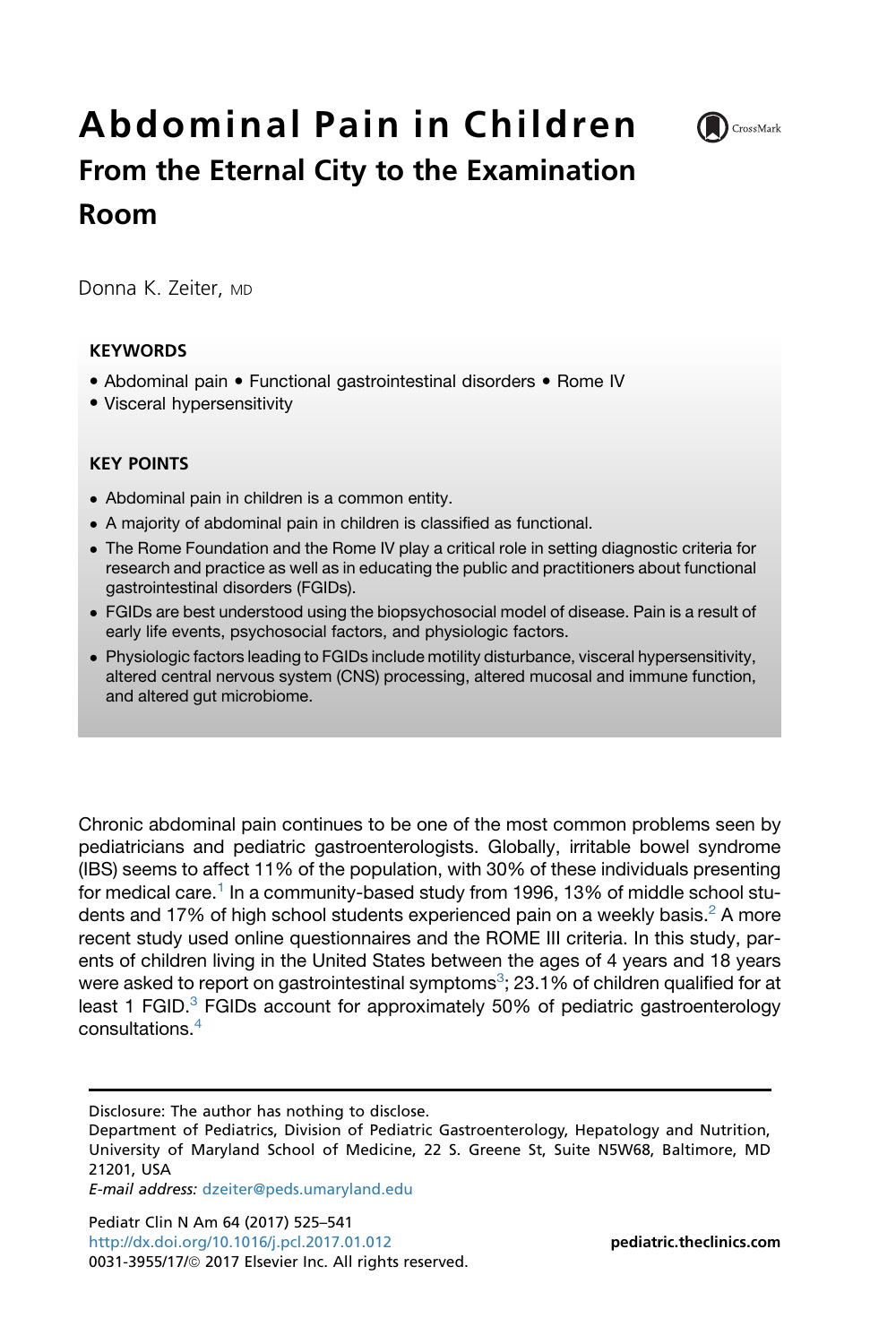# Abdominal Pain in Children

## From the Eternal City to the Examination Room

Donna K. Zeiter, MD

### KEYWORDS

- Abdominal pain • Functional gastrointestinal disorders • Rome IV
- Visceral hypersensitivity

### KEY POINTS

- Abdominal pain in children is a common entity.
- A majority of abdominal pain in children is classified as functional.
- The Rome Foundation and the Rome IV play a critical role in setting diagnostic criteria for research and practice as well as in educating the public and practitioners about functional gastrointestinal disorders (FGIDs).
- FGIDs are best understood using the biopsychosocial model of disease. Pain is a result of early life events, psychosocial factors, and physiologic factors.
- Physiologic factors leading to FGIDs include motility disturbance, visceral hypersensitivity, altered central nervous system (CNS) processing, altered mucosal and immune function, and altered gut microbiome.

Chronic abdominal pain continues to be one of the most common problems seen by pediatricians and pediatric gastroenterologists. Globally, irritable bowel syndrome (IBS) seems to affect 11% of the population, with 30% of these individuals presenting for medical care.[1] In a community-based study from 1996, 13% of middle school students and 17% of high school students experienced pain on a weekly basis.[2] A more recent study used online questionnaires and the ROME III criteria. In this study, parents of children living in the United States between the ages of 4 years and 18 years were asked to report on gastrointestinal symptoms[3]; 23.1% of children qualified for at least 1 FGID.[3] FGIDs account for approximately 50% of pediatric gastroenterology consultations.[4]

Disclosure: The author has nothing to disclose.

Department of Pediatrics, Division of Pediatric Gastroenterology, Hepatology and Nutrition, University of Maryland School of Medicine, 22 S. Greene St, Suite N5W68, Baltimore, MD 21201, USA

*E-mail address:* dzeiter@peds.umaryland.edu

http://dx.doi.org/10.1016/j.pcl.2017.01.012

0031-3955/17/© 2017 Elsevier Inc. All rights reserved.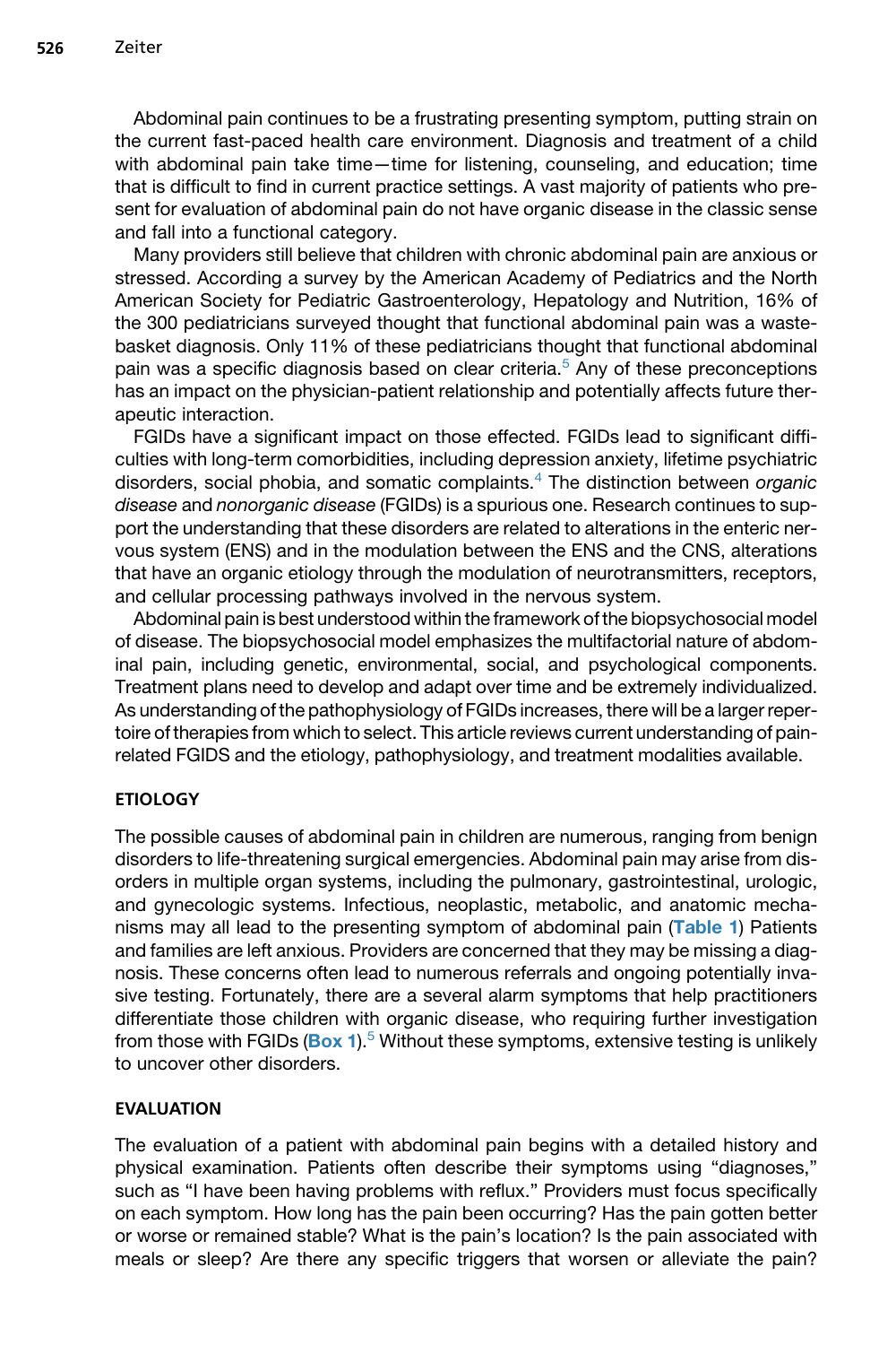Abdominal pain continues to be a frustrating presenting symptom, putting strain on the current fast-paced health care environment. Diagnosis and treatment of a child with abdominal pain take time—time for listening, counseling, and education; time that is difficult to find in current practice settings. A vast majority of patients who present for evaluation of abdominal pain do not have organic disease in the classic sense and fall into a functional category.

Many providers still believe that children with chronic abdominal pain are anxious or stressed. According a survey by the American Academy of Pediatrics and the North American Society for Pediatric Gastroenterology, Hepatology and Nutrition, 16% of the 300 pediatricians surveyed thought that functional abdominal pain was a wastebasket diagnosis. Only 11% of these pediatricians thought that functional abdominal pain was a specific diagnosis based on clear criteria.[5] Any of these preconceptions has an impact on the physician-patient relationship and potentially affects future therapeutic interaction.

FGIDs have a significant impact on those effected. FGIDs lead to significant difficulties with long-term comorbidities, including depression anxiety, lifetime psychiatric disorders, social phobia, and somatic complaints.[4] The distinction between *organic disease* and *nonorganic disease* (FGIDs) is a spurious one. Research continues to support the understanding that these disorders are related to alterations in the enteric nervous system (ENS) and in the modulation between the ENS and the CNS, alterations that have an organic etiology through the modulation of neurotransmitters, receptors, and cellular processing pathways involved in the nervous system.

Abdominal pain is best understood within the framework of the biopsychosocial model of disease. The biopsychosocial model emphasizes the multifactorial nature of abdominal pain, including genetic, environmental, social, and psychological components. Treatment plans need to develop and adapt over time and be extremely individualized. As understanding of the pathophysiology of FGIDs increases, there will be a larger repertoire of therapies from which to select. This article reviews current understanding of pain-related FGIDS and the etiology, pathophysiology, and treatment modalities available.

## ETIOLOGY

The possible causes of abdominal pain in children are numerous, ranging from benign disorders to life-threatening surgical emergencies. Abdominal pain may arise from disorders in multiple organ systems, including the pulmonary, gastrointestinal, urologic, and gynecologic systems. Infectious, neoplastic, metabolic, and anatomic mechanisms may all lead to the presenting symptom of abdominal pain (**Table 1**) Patients and families are left anxious. Providers are concerned that they may be missing a diagnosis. These concerns often lead to numerous referrals and ongoing potentially invasive testing. Fortunately, there are a several alarm symptoms that help practitioners differentiate those children with organic disease, who requiring further investigation from those with FGIDs (**Box 1**).[5] Without these symptoms, extensive testing is unlikely to uncover other disorders.

## EVALUATION

The evaluation of a patient with abdominal pain begins with a detailed history and physical examination. Patients often describe their symptoms using "diagnoses," such as "I have been having problems with reflux." Providers must focus specifically on each symptom. How long has the pain been occurring? Has the pain gotten better or worse or remained stable? What is the pain's location? Is the pain associated with meals or sleep? Are there any specific triggers that worsen or alleviate the pain?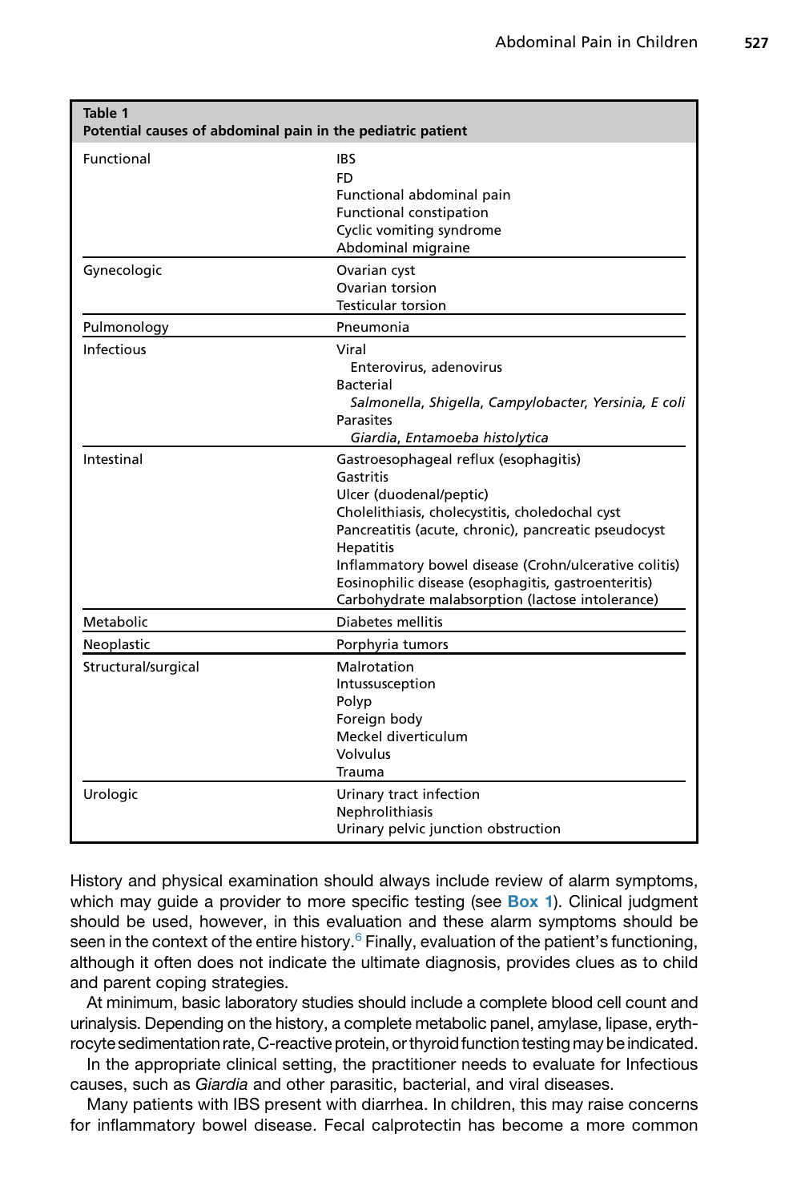**Table 1**
**Potential causes of abdominal pain in the pediatric patient**

| Category | Causes |
|---|---|
| Functional | IBS<br>FD<br>Functional abdominal pain<br>Functional constipation<br>Cyclic vomiting syndrome<br>Abdominal migraine |
| Gynecologic | Ovarian cyst<br>Ovarian torsion<br>Testicular torsion |
| Pulmonology | Pneumonia |
| Infectious | Viral<br>  Enterovirus, adenovirus<br>Bacterial<br>  *Salmonella*, *Shigella*, *Campylobacter*, *Yersinia*, *E coli*<br>Parasites<br>  *Giardia*, *Entamoeba histolytica* |
| Intestinal | Gastroesophageal reflux (esophagitis)<br>Gastritis<br>Ulcer (duodenal/peptic)<br>Cholelithiasis, cholecystitis, choledochal cyst<br>Pancreatitis (acute, chronic), pancreatic pseudocyst<br>Hepatitis<br>Inflammatory bowel disease (Crohn/ulcerative colitis)<br>Eosinophilic disease (esophagitis, gastroenteritis)<br>Carbohydrate malabsorption (lactose intolerance) |
| Metabolic | Diabetes mellitis |
| Neoplastic | Porphyria tumors |
| Structural/surgical | Malrotation<br>Intussusception<br>Polyp<br>Foreign body<br>Meckel diverticulum<br>Volvulus<br>Trauma |
| Urologic | Urinary tract infection<br>Nephrolithiasis<br>Urinary pelvic junction obstruction |

History and physical examination should always include review of alarm symptoms, which may guide a provider to more specific testing (see **Box 1**). Clinical judgment should be used, however, in this evaluation and these alarm symptoms should be seen in the context of the entire history.[6] Finally, evaluation of the patient's functioning, although it often does not indicate the ultimate diagnosis, provides clues as to child and parent coping strategies.

At minimum, basic laboratory studies should include a complete blood cell count and urinalysis. Depending on the history, a complete metabolic panel, amylase, lipase, erythrocyte sedimentation rate, C-reactive protein, or thyroid function testing may be indicated.

In the appropriate clinical setting, the practitioner needs to evaluate for Infectious causes, such as *Giardia* and other parasitic, bacterial, and viral diseases.

Many patients with IBS present with diarrhea. In children, this may raise concerns for inflammatory bowel disease. Fecal calprotectin has become a more common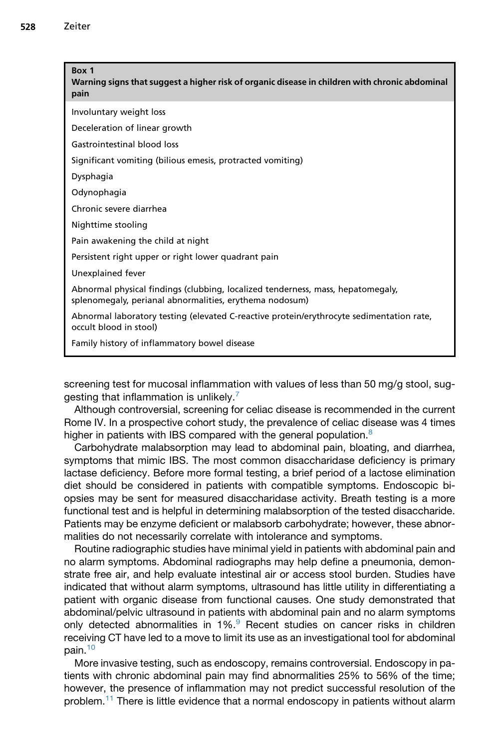**Box 1**
**Warning signs that suggest a higher risk of organic disease in children with chronic abdominal pain**

- Involuntary weight loss
- Deceleration of linear growth
- Gastrointestinal blood loss
- Significant vomiting (bilious emesis, protracted vomiting)
- Dysphagia
- Odynophagia
- Chronic severe diarrhea
- Nighttime stooling
- Pain awakening the child at night
- Persistent right upper or right lower quadrant pain
- Unexplained fever
- Abnormal physical findings (clubbing, localized tenderness, mass, hepatomegaly, splenomegaly, perianal abnormalities, erythema nodosum)
- Abnormal laboratory testing (elevated C-reactive protein/erythrocyte sedimentation rate, occult blood in stool)
- Family history of inflammatory bowel disease

screening test for mucosal inflammation with values of less than 50 mg/g stool, suggesting that inflammation is unlikely.[7]

Although controversial, screening for celiac disease is recommended in the current Rome IV. In a prospective cohort study, the prevalence of celiac disease was 4 times higher in patients with IBS compared with the general population.[8]

Carbohydrate malabsorption may lead to abdominal pain, bloating, and diarrhea, symptoms that mimic IBS. The most common disaccharidase deficiency is primary lactase deficiency. Before more formal testing, a brief period of a lactose elimination diet should be considered in patients with compatible symptoms. Endoscopic biopsies may be sent for measured disaccharidase activity. Breath testing is a more functional test and is helpful in determining malabsorption of the tested disaccharide. Patients may be enzyme deficient or malabsorb carbohydrate; however, these abnormalities do not necessarily correlate with intolerance and symptoms.

Routine radiographic studies have minimal yield in patients with abdominal pain and no alarm symptoms. Abdominal radiographs may help define a pneumonia, demonstrate free air, and help evaluate intestinal air or access stool burden. Studies have indicated that without alarm symptoms, ultrasound has little utility in differentiating a patient with organic disease from functional causes. One study demonstrated that abdominal/pelvic ultrasound in patients with abdominal pain and no alarm symptoms only detected abnormalities in 1%.[9] Recent studies on cancer risks in children receiving CT have led to a move to limit its use as an investigational tool for abdominal pain.[10]

More invasive testing, such as endoscopy, remains controversial. Endoscopy in patients with chronic abdominal pain may find abnormalities 25% to 56% of the time; however, the presence of inflammation may not predict successful resolution of the problem.[11] There is little evidence that a normal endoscopy in patients without alarm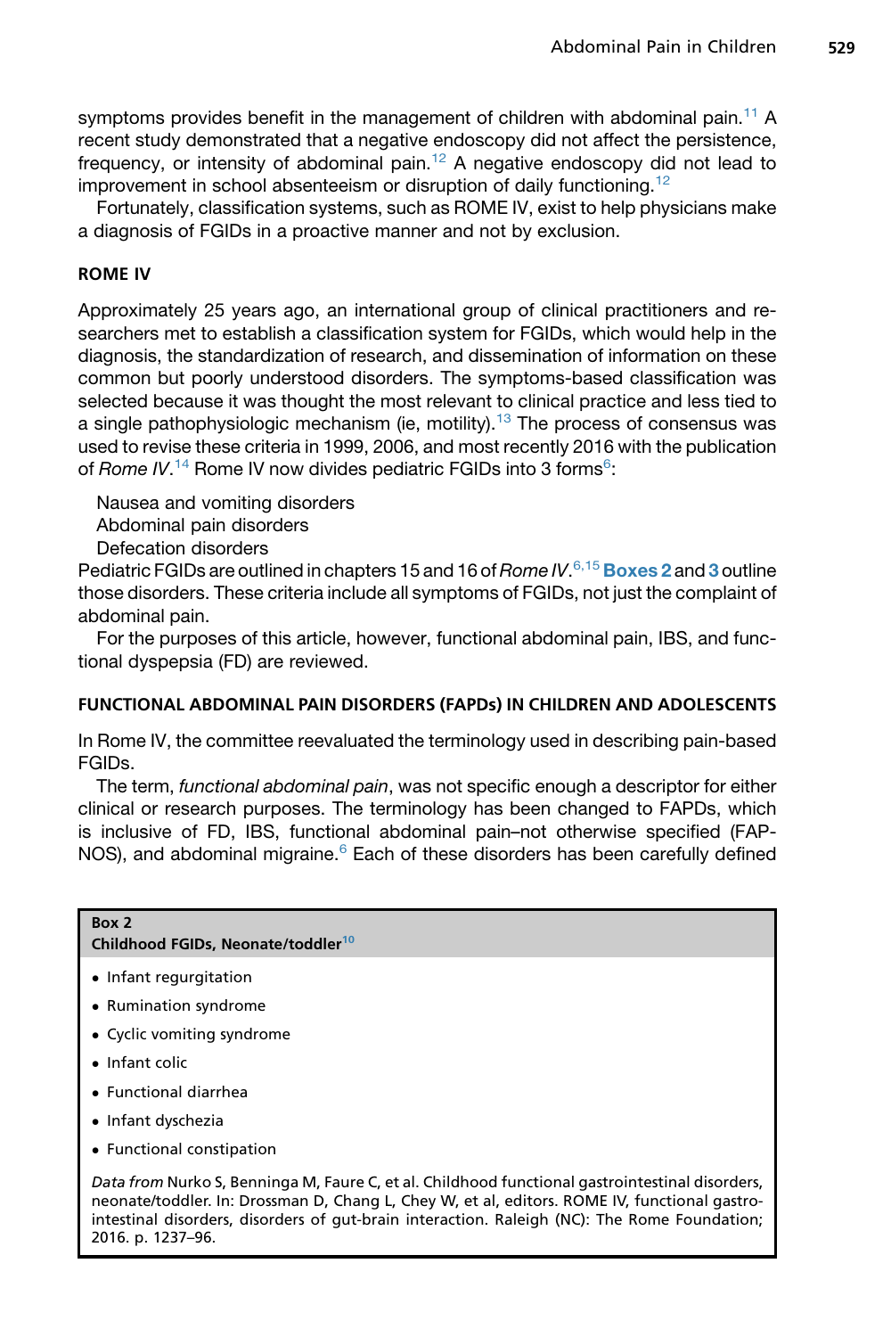symptoms provides benefit in the management of children with abdominal pain.[11] A recent study demonstrated that a negative endoscopy did not affect the persistence, frequency, or intensity of abdominal pain.[12] A negative endoscopy did not lead to improvement in school absenteeism or disruption of daily functioning.[12]

Fortunately, classification systems, such as ROME IV, exist to help physicians make a diagnosis of FGIDs in a proactive manner and not by exclusion.

## ROME IV

Approximately 25 years ago, an international group of clinical practitioners and researchers met to establish a classification system for FGIDs, which would help in the diagnosis, the standardization of research, and dissemination of information on these common but poorly understood disorders. The symptoms-based classification was selected because it was thought the most relevant to clinical practice and less tied to a single pathophysiologic mechanism (ie, motility).[13] The process of consensus was used to revise these criteria in 1999, 2006, and most recently 2016 with the publication of *Rome IV*.[14] Rome IV now divides pediatric FGIDs into 3 forms[6]:

Nausea and vomiting disorders
Abdominal pain disorders
Defecation disorders

Pediatric FGIDs are outlined in chapters 15 and 16 of *Rome IV*.[6,15] **Boxes 2** and **3** outline those disorders. These criteria include all symptoms of FGIDs, not just the complaint of abdominal pain.

For the purposes of this article, however, functional abdominal pain, IBS, and functional dyspepsia (FD) are reviewed.

## FUNCTIONAL ABDOMINAL PAIN DISORDERS (FAPDs) IN CHILDREN AND ADOLESCENTS

In Rome IV, the committee reevaluated the terminology used in describing pain-based FGIDs.

The term, *functional abdominal pain*, was not specific enough a descriptor for either clinical or research purposes. The terminology has been changed to FAPDs, which is inclusive of FD, IBS, functional abdominal pain–not otherwise specified (FAP-NOS), and abdominal migraine.[6] Each of these disorders has been carefully defined

**Box 2**
**Childhood FGIDs, Neonate/toddler[10]**

- Infant regurgitation
- Rumination syndrome
- Cyclic vomiting syndrome
- Infant colic
- Functional diarrhea
- Infant dyschezia
- Functional constipation

*Data from* Nurko S, Benninga M, Faure C, et al. Childhood functional gastrointestinal disorders, neonate/toddler. In: Drossman D, Chang L, Chey W, et al, editors. ROME IV, functional gastrointestinal disorders, disorders of gut-brain interaction. Raleigh (NC): The Rome Foundation; 2016. p. 1237–96.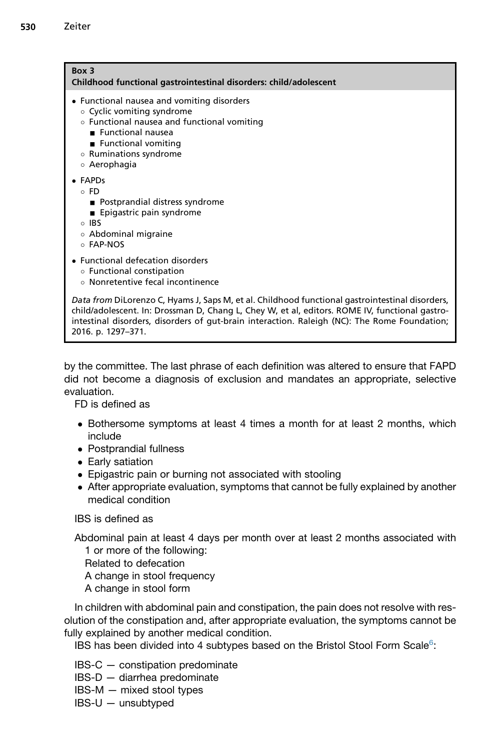**Box 3**
**Childhood functional gastrointestinal disorders: child/adolescent**

- Functional nausea and vomiting disorders
  - Cyclic vomiting syndrome
  - Functional nausea and functional vomiting
    - Functional nausea
    - Functional vomiting
  - Ruminations syndrome
  - Aerophagia
- FAPDs
  - FD
    - Postprandial distress syndrome
    - Epigastric pain syndrome
  - IBS
  - Abdominal migraine
  - FAP-NOS
- Functional defecation disorders
  - Functional constipation
  - Nonretentive fecal incontinence

*Data from* DiLorenzo C, Hyams J, Saps M, et al. Childhood functional gastrointestinal disorders, child/adolescent. In: Drossman D, Chang L, Chey W, et al, editors. ROME IV, functional gastrointestinal disorders, disorders of gut-brain interaction. Raleigh (NC): The Rome Foundation; 2016. p. 1297–371.

by the committee. The last phrase of each definition was altered to ensure that FAPD did not become a diagnosis of exclusion and mandates an appropriate, selective evaluation.

FD is defined as

- Bothersome symptoms at least 4 times a month for at least 2 months, which include
- Postprandial fullness
- Early satiation
- Epigastric pain or burning not associated with stooling
- After appropriate evaluation, symptoms that cannot be fully explained by another medical condition

IBS is defined as

Abdominal pain at least 4 days per month over at least 2 months associated with 1 or more of the following:
Related to defecation
A change in stool frequency
A change in stool form

In children with abdominal pain and constipation, the pain does not resolve with resolution of the constipation and, after appropriate evaluation, the symptoms cannot be fully explained by another medical condition.

IBS has been divided into 4 subtypes based on the Bristol Stool Form Scale[6]:

IBS-C — constipation predominate
IBS-D — diarrhea predominate
IBS-M — mixed stool types
IBS-U — unsubtyped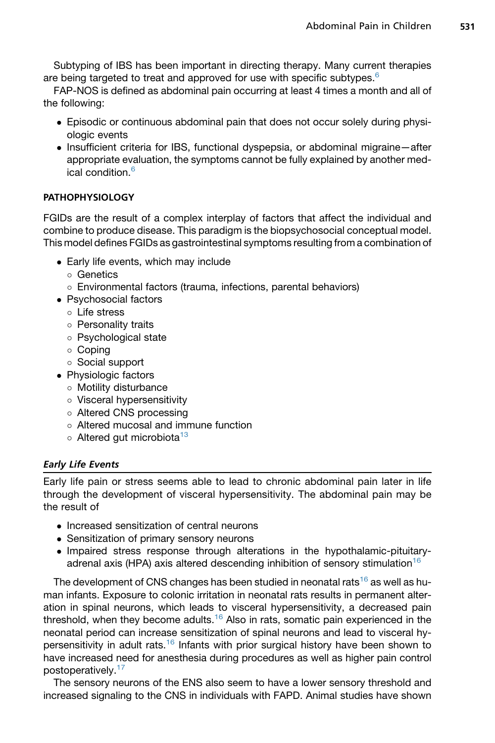Subtyping of IBS has been important in directing therapy. Many current therapies are being targeted to treat and approved for use with specific subtypes.[6]

FAP-NOS is defined as abdominal pain occurring at least 4 times a month and all of the following:

- Episodic or continuous abdominal pain that does not occur solely during physiologic events
- Insufficient criteria for IBS, functional dyspepsia, or abdominal migraine—after appropriate evaluation, the symptoms cannot be fully explained by another medical condition.[6]

## PATHOPHYSIOLOGY

FGIDs are the result of a complex interplay of factors that affect the individual and combine to produce disease. This paradigm is the biopsychosocial conceptual model. This model defines FGIDs as gastrointestinal symptoms resulting from a combination of

- Early life events, which may include
  - Genetics
  - Environmental factors (trauma, infections, parental behaviors)
- Psychosocial factors
  - Life stress
  - Personality traits
  - Psychological state
  - Coping
  - Social support
- Physiologic factors
  - Motility disturbance
  - Visceral hypersensitivity
  - Altered CNS processing
  - Altered mucosal and immune function
  - Altered gut microbiota[13]

### *Early Life Events*

Early life pain or stress seems able to lead to chronic abdominal pain later in life through the development of visceral hypersensitivity. The abdominal pain may be the result of

- Increased sensitization of central neurons
- Sensitization of primary sensory neurons
- Impaired stress response through alterations in the hypothalamic-pituitary-adrenal axis (HPA) axis altered descending inhibition of sensory stimulation[16]

The development of CNS changes has been studied in neonatal rats[16] as well as human infants. Exposure to colonic irritation in neonatal rats results in permanent alteration in spinal neurons, which leads to visceral hypersensitivity, a decreased pain threshold, when they become adults.[16] Also in rats, somatic pain experienced in the neonatal period can increase sensitization of spinal neurons and lead to visceral hypersensitivity in adult rats.[16] Infants with prior surgical history have been shown to have increased need for anesthesia during procedures as well as higher pain control postoperatively.[17]

The sensory neurons of the ENS also seem to have a lower sensory threshold and increased signaling to the CNS in individuals with FAPD. Animal studies have shown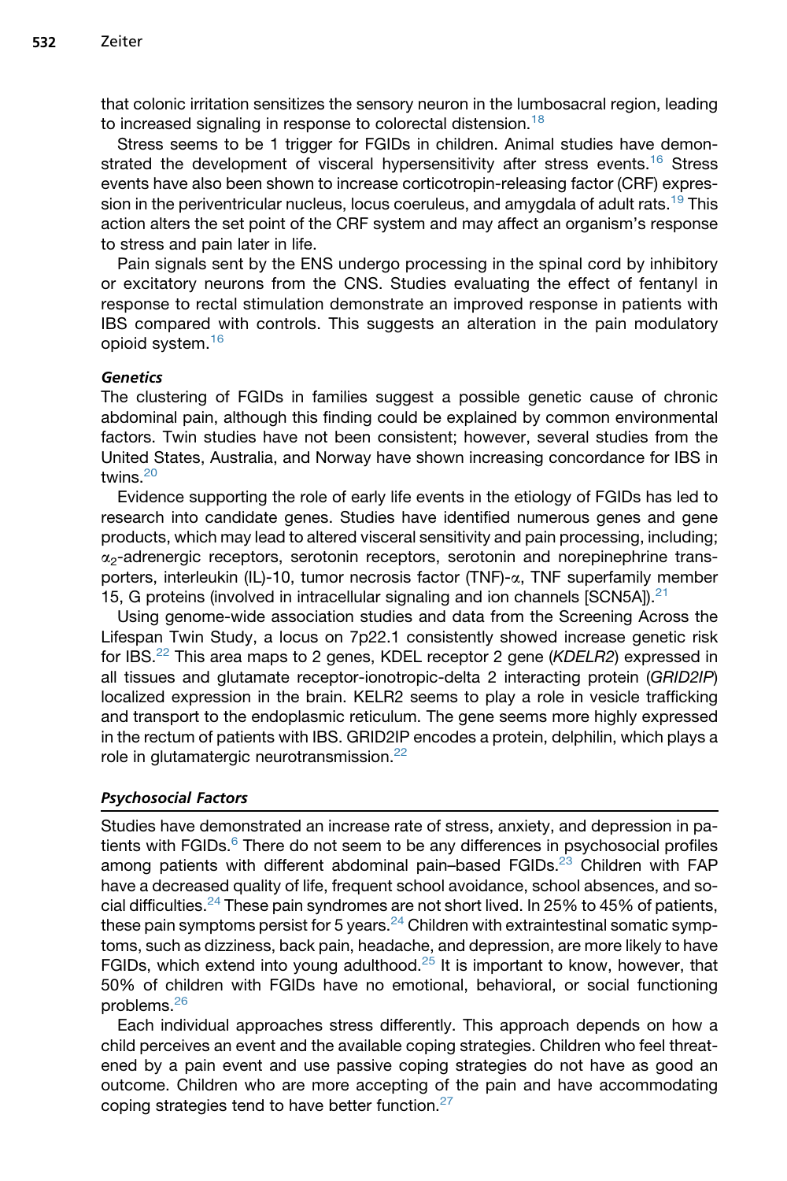that colonic irritation sensitizes the sensory neuron in the lumbosacral region, leading to increased signaling in response to colorectal distension.[18]

Stress seems to be 1 trigger for FGIDs in children. Animal studies have demonstrated the development of visceral hypersensitivity after stress events.[16] Stress events have also been shown to increase corticotropin-releasing factor (CRF) expression in the periventricular nucleus, locus coeruleus, and amygdala of adult rats.[19] This action alters the set point of the CRF system and may affect an organism's response to stress and pain later in life.

Pain signals sent by the ENS undergo processing in the spinal cord by inhibitory or excitatory neurons from the CNS. Studies evaluating the effect of fentanyl in response to rectal stimulation demonstrate an improved response in patients with IBS compared with controls. This suggests an alteration in the pain modulatory opioid system.[16]

#### *Genetics*

The clustering of FGIDs in families suggest a possible genetic cause of chronic abdominal pain, although this finding could be explained by common environmental factors. Twin studies have not been consistent; however, several studies from the United States, Australia, and Norway have shown increasing concordance for IBS in twins.[20]

Evidence supporting the role of early life events in the etiology of FGIDs has led to research into candidate genes. Studies have identified numerous genes and gene products, which may lead to altered visceral sensitivity and pain processing, including; $\alpha_2$-adrenergic receptors, serotonin receptors, serotonin and norepinephrine transporters, interleukin (IL)-10, tumor necrosis factor (TNF)-$\alpha$, TNF superfamily member 15, G proteins (involved in intracellular signaling and ion channels [SCN5A]).[21]

Using genome-wide association studies and data from the Screening Across the Lifespan Twin Study, a locus on 7p22.1 consistently showed increase genetic risk for IBS.[22] This area maps to 2 genes, KDEL receptor 2 gene (*KDELR2*) expressed in all tissues and glutamate receptor-ionotropic-delta 2 interacting protein (*GRID2IP*) localized expression in the brain. KELR2 seems to play a role in vesicle trafficking and transport to the endoplasmic reticulum. The gene seems more highly expressed in the rectum of patients with IBS. GRID2IP encodes a protein, delphilin, which plays a role in glutamatergic neurotransmission.[22]

### *Psychosocial Factors*

Studies have demonstrated an increase rate of stress, anxiety, and depression in patients with FGIDs.[6] There do not seem to be any differences in psychosocial profiles among patients with different abdominal pain–based FGIDs.[23] Children with FAP have a decreased quality of life, frequent school avoidance, school absences, and social difficulties.[24] These pain syndromes are not short lived. In 25% to 45% of patients, these pain symptoms persist for 5 years.[24] Children with extraintestinal somatic symptoms, such as dizziness, back pain, headache, and depression, are more likely to have FGIDs, which extend into young adulthood.[25] It is important to know, however, that 50% of children with FGIDs have no emotional, behavioral, or social functioning problems.[26]

Each individual approaches stress differently. This approach depends on how a child perceives an event and the available coping strategies. Children who feel threatened by a pain event and use passive coping strategies do not have as good an outcome. Children who are more accepting of the pain and have accommodating coping strategies tend to have better function.[27]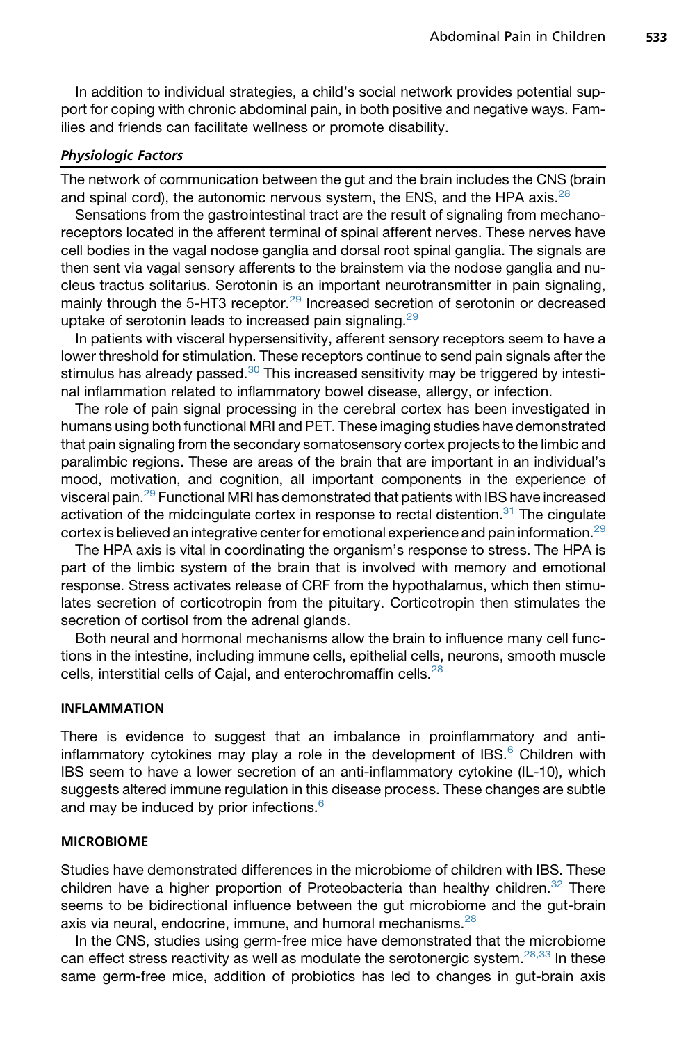In addition to individual strategies, a child's social network provides potential support for coping with chronic abdominal pain, in both positive and negative ways. Families and friends can facilitate wellness or promote disability.

### *Physiologic Factors*

The network of communication between the gut and the brain includes the CNS (brain and spinal cord), the autonomic nervous system, the ENS, and the HPA axis.[28]

Sensations from the gastrointestinal tract are the result of signaling from mechanoreceptors located in the afferent terminal of spinal afferent nerves. These nerves have cell bodies in the vagal nodose ganglia and dorsal root spinal ganglia. The signals are then sent via vagal sensory afferents to the brainstem via the nodose ganglia and nucleus tractus solitarius. Serotonin is an important neurotransmitter in pain signaling, mainly through the 5-HT3 receptor.[29] Increased secretion of serotonin or decreased uptake of serotonin leads to increased pain signaling.[29]

In patients with visceral hypersensitivity, afferent sensory receptors seem to have a lower threshold for stimulation. These receptors continue to send pain signals after the stimulus has already passed.[30] This increased sensitivity may be triggered by intestinal inflammation related to inflammatory bowel disease, allergy, or infection.

The role of pain signal processing in the cerebral cortex has been investigated in humans using both functional MRI and PET. These imaging studies have demonstrated that pain signaling from the secondary somatosensory cortex projects to the limbic and paralimbic regions. These are areas of the brain that are important in an individual's mood, motivation, and cognition, all important components in the experience of visceral pain.[29] Functional MRI has demonstrated that patients with IBS have increased activation of the midcingulate cortex in response to rectal distention.[31] The cingulate cortex is believed an integrative center for emotional experience and pain information.[29]

The HPA axis is vital in coordinating the organism's response to stress. The HPA is part of the limbic system of the brain that is involved with memory and emotional response. Stress activates release of CRF from the hypothalamus, which then stimulates secretion of corticotropin from the pituitary. Corticotropin then stimulates the secretion of cortisol from the adrenal glands.

Both neural and hormonal mechanisms allow the brain to influence many cell functions in the intestine, including immune cells, epithelial cells, neurons, smooth muscle cells, interstitial cells of Cajal, and enterochromaffin cells.[28]

## INFLAMMATION

There is evidence to suggest that an imbalance in proinflammatory and anti-inflammatory cytokines may play a role in the development of IBS.[6] Children with IBS seem to have a lower secretion of an anti-inflammatory cytokine (IL-10), which suggests altered immune regulation in this disease process. These changes are subtle and may be induced by prior infections.[6]

## MICROBIOME

Studies have demonstrated differences in the microbiome of children with IBS. These children have a higher proportion of Proteobacteria than healthy children.[32] There seems to be bidirectional influence between the gut microbiome and the gut-brain axis via neural, endocrine, immune, and humoral mechanisms.[28]

In the CNS, studies using germ-free mice have demonstrated that the microbiome can effect stress reactivity as well as modulate the serotonergic system.[28,33] In these same germ-free mice, addition of probiotics has led to changes in gut-brain axis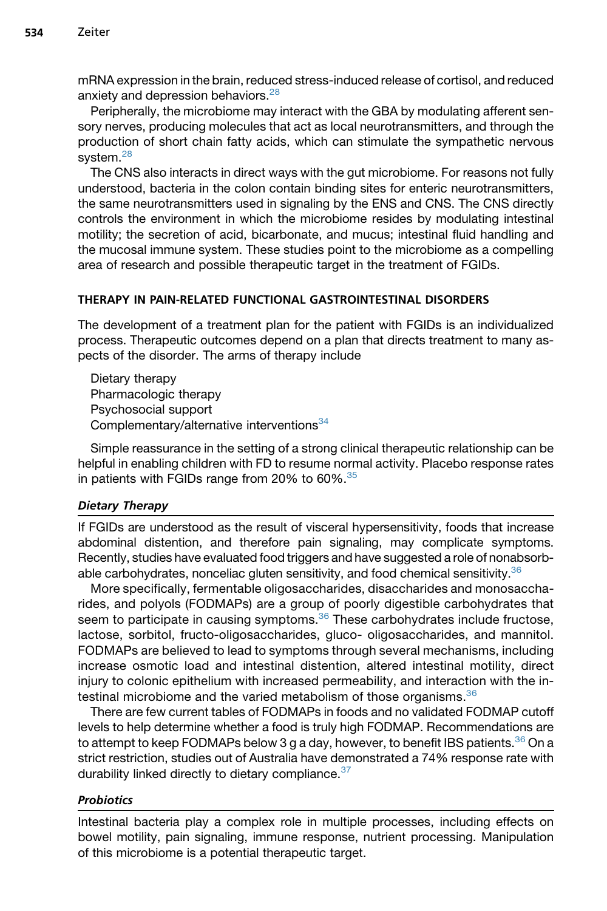mRNA expression in the brain, reduced stress-induced release of cortisol, and reduced anxiety and depression behaviors.[28]

Peripherally, the microbiome may interact with the GBA by modulating afferent sensory nerves, producing molecules that act as local neurotransmitters, and through the production of short chain fatty acids, which can stimulate the sympathetic nervous system.[28]

The CNS also interacts in direct ways with the gut microbiome. For reasons not fully understood, bacteria in the colon contain binding sites for enteric neurotransmitters, the same neurotransmitters used in signaling by the ENS and CNS. The CNS directly controls the environment in which the microbiome resides by modulating intestinal motility; the secretion of acid, bicarbonate, and mucus; intestinal fluid handling and the mucosal immune system. These studies point to the microbiome as a compelling area of research and possible therapeutic target in the treatment of FGIDs.

## THERAPY IN PAIN-RELATED FUNCTIONAL GASTROINTESTINAL DISORDERS

The development of a treatment plan for the patient with FGIDs is an individualized process. Therapeutic outcomes depend on a plan that directs treatment to many aspects of the disorder. The arms of therapy include

- Dietary therapy
- Pharmacologic therapy
- Psychosocial support
- Complementary/alternative interventions[34]

Simple reassurance in the setting of a strong clinical therapeutic relationship can be helpful in enabling children with FD to resume normal activity. Placebo response rates in patients with FGIDs range from 20% to 60%.[35]

### *Dietary Therapy*

If FGIDs are understood as the result of visceral hypersensitivity, foods that increase abdominal distention, and therefore pain signaling, may complicate symptoms. Recently, studies have evaluated food triggers and have suggested a role of nonabsorbable carbohydrates, nonceliac gluten sensitivity, and food chemical sensitivity.[36]

More specifically, fermentable oligosaccharides, disaccharides and monosaccharides, and polyols (FODMAPs) are a group of poorly digestible carbohydrates that seem to participate in causing symptoms.[36] These carbohydrates include fructose, lactose, sorbitol, fructo-oligosaccharides, gluco- oligosaccharides, and mannitol. FODMAPs are believed to lead to symptoms through several mechanisms, including increase osmotic load and intestinal distention, altered intestinal motility, direct injury to colonic epithelium with increased permeability, and interaction with the intestinal microbiome and the varied metabolism of those organisms.[36]

There are few current tables of FODMAPs in foods and no validated FODMAP cutoff levels to help determine whether a food is truly high FODMAP. Recommendations are to attempt to keep FODMAPs below 3 g a day, however, to benefit IBS patients.[36] On a strict restriction, studies out of Australia have demonstrated a 74% response rate with durability linked directly to dietary compliance.[37]

### *Probiotics*

Intestinal bacteria play a complex role in multiple processes, including effects on bowel motility, pain signaling, immune response, nutrient processing. Manipulation of this microbiome is a potential therapeutic target.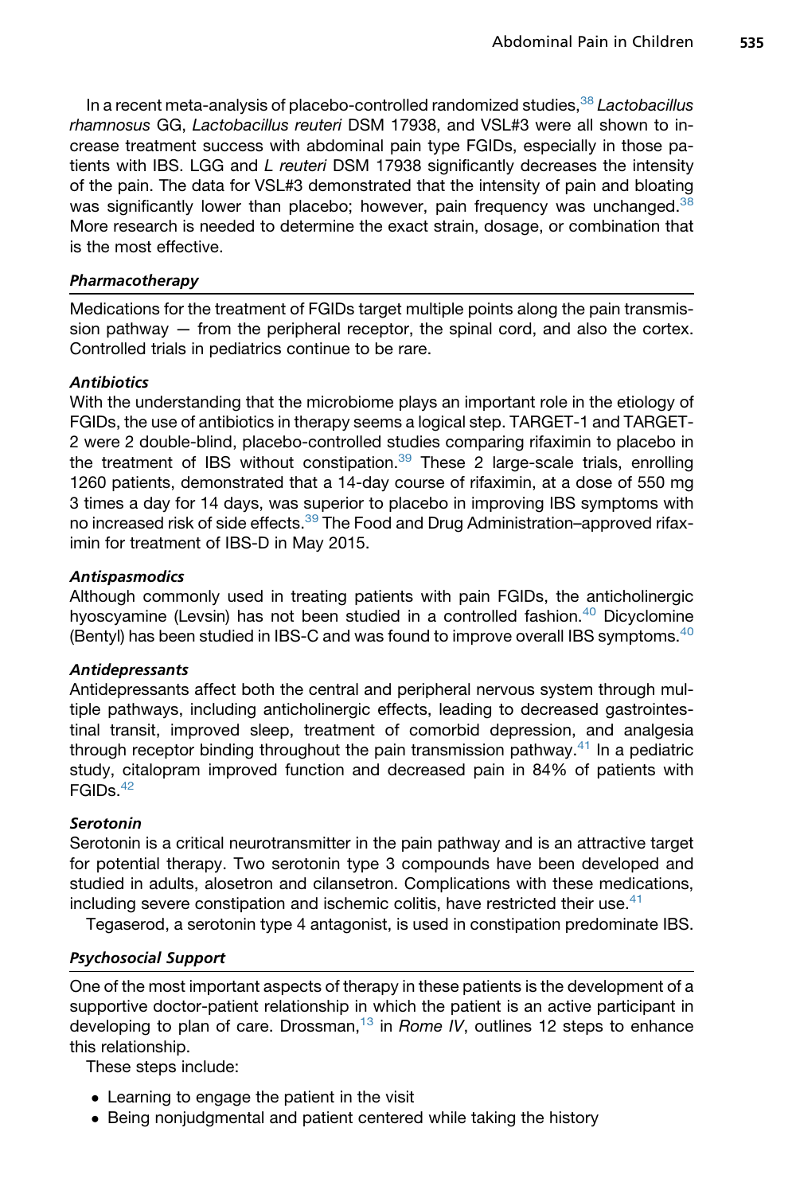In a recent meta-analysis of placebo-controlled randomized studies,[38] *Lactobacillus rhamnosus* GG, *Lactobacillus reuteri* DSM 17938, and VSL#3 were all shown to increase treatment success with abdominal pain type FGIDs, especially in those patients with IBS. LGG and *L reuteri* DSM 17938 significantly decreases the intensity of the pain. The data for VSL#3 demonstrated that the intensity of pain and bloating was significantly lower than placebo; however, pain frequency was unchanged.[38] More research is needed to determine the exact strain, dosage, or combination that is the most effective.

### *Pharmacotherapy*

Medications for the treatment of FGIDs target multiple points along the pain transmission pathway — from the peripheral receptor, the spinal cord, and also the cortex. Controlled trials in pediatrics continue to be rare.

#### *Antibiotics*

With the understanding that the microbiome plays an important role in the etiology of FGIDs, the use of antibiotics in therapy seems a logical step. TARGET-1 and TARGET-2 were 2 double-blind, placebo-controlled studies comparing rifaximin to placebo in the treatment of IBS without constipation.[39] These 2 large-scale trials, enrolling 1260 patients, demonstrated that a 14-day course of rifaximin, at a dose of 550 mg 3 times a day for 14 days, was superior to placebo in improving IBS symptoms with no increased risk of side effects.[39] The Food and Drug Administration–approved rifaximin for treatment of IBS-D in May 2015.

#### *Antispasmodics*

Although commonly used in treating patients with pain FGIDs, the anticholinergic hyoscyamine (Levsin) has not been studied in a controlled fashion.[40] Dicyclomine (Bentyl) has been studied in IBS-C and was found to improve overall IBS symptoms.[40]

#### *Antidepressants*

Antidepressants affect both the central and peripheral nervous system through multiple pathways, including anticholinergic effects, leading to decreased gastrointestinal transit, improved sleep, treatment of comorbid depression, and analgesia through receptor binding throughout the pain transmission pathway.[41] In a pediatric study, citalopram improved function and decreased pain in 84% of patients with FGIDs.[42]

#### *Serotonin*

Serotonin is a critical neurotransmitter in the pain pathway and is an attractive target for potential therapy. Two serotonin type 3 compounds have been developed and studied in adults, alosetron and cilansetron. Complications with these medications, including severe constipation and ischemic colitis, have restricted their use.[41]

Tegaserod, a serotonin type 4 antagonist, is used in constipation predominate IBS.

### *Psychosocial Support*

One of the most important aspects of therapy in these patients is the development of a supportive doctor-patient relationship in which the patient is an active participant in developing to plan of care. Drossman,[13] in *Rome IV*, outlines 12 steps to enhance this relationship.

These steps include:

- Learning to engage the patient in the visit
- Being nonjudgmental and patient centered while taking the history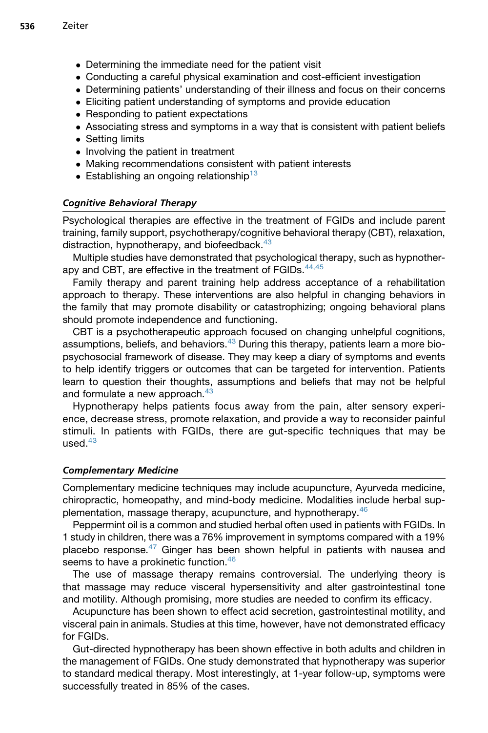- Determining the immediate need for the patient visit
- Conducting a careful physical examination and cost-efficient investigation
- Determining patients' understanding of their illness and focus on their concerns
- Eliciting patient understanding of symptoms and provide education
- Responding to patient expectations
- Associating stress and symptoms in a way that is consistent with patient beliefs
- Setting limits
- Involving the patient in treatment
- Making recommendations consistent with patient interests
- Establishing an ongoing relationship[13]

### *Cognitive Behavioral Therapy*

Psychological therapies are effective in the treatment of FGIDs and include parent training, family support, psychotherapy/cognitive behavioral therapy (CBT), relaxation, distraction, hypnotherapy, and biofeedback.[43]

Multiple studies have demonstrated that psychological therapy, such as hypnotherapy and CBT, are effective in the treatment of FGIDs.[44,45]

Family therapy and parent training help address acceptance of a rehabilitation approach to therapy. These interventions are also helpful in changing behaviors in the family that may promote disability or catastrophizing; ongoing behavioral plans should promote independence and functioning.

CBT is a psychotherapeutic approach focused on changing unhelpful cognitions, assumptions, beliefs, and behaviors.[43] During this therapy, patients learn a more biopsychosocial framework of disease. They may keep a diary of symptoms and events to help identify triggers or outcomes that can be targeted for intervention. Patients learn to question their thoughts, assumptions and beliefs that may not be helpful and formulate a new approach.[43]

Hypnotherapy helps patients focus away from the pain, alter sensory experience, decrease stress, promote relaxation, and provide a way to reconsider painful stimuli. In patients with FGIDs, there are gut-specific techniques that may be used.[43]

### *Complementary Medicine*

Complementary medicine techniques may include acupuncture, Ayurveda medicine, chiropractic, homeopathy, and mind-body medicine. Modalities include herbal supplementation, massage therapy, acupuncture, and hypnotherapy.[46]

Peppermint oil is a common and studied herbal often used in patients with FGIDs. In 1 study in children, there was a 76% improvement in symptoms compared with a 19% placebo response.[47] Ginger has been shown helpful in patients with nausea and seems to have a prokinetic function.[46]

The use of massage therapy remains controversial. The underlying theory is that massage may reduce visceral hypersensitivity and alter gastrointestinal tone and motility. Although promising, more studies are needed to confirm its efficacy.

Acupuncture has been shown to effect acid secretion, gastrointestinal motility, and visceral pain in animals. Studies at this time, however, have not demonstrated efficacy for FGIDs.

Gut-directed hypnotherapy has been shown effective in both adults and children in the management of FGIDs. One study demonstrated that hypnotherapy was superior to standard medical therapy. Most interestingly, at 1-year follow-up, symptoms were successfully treated in 85% of the cases.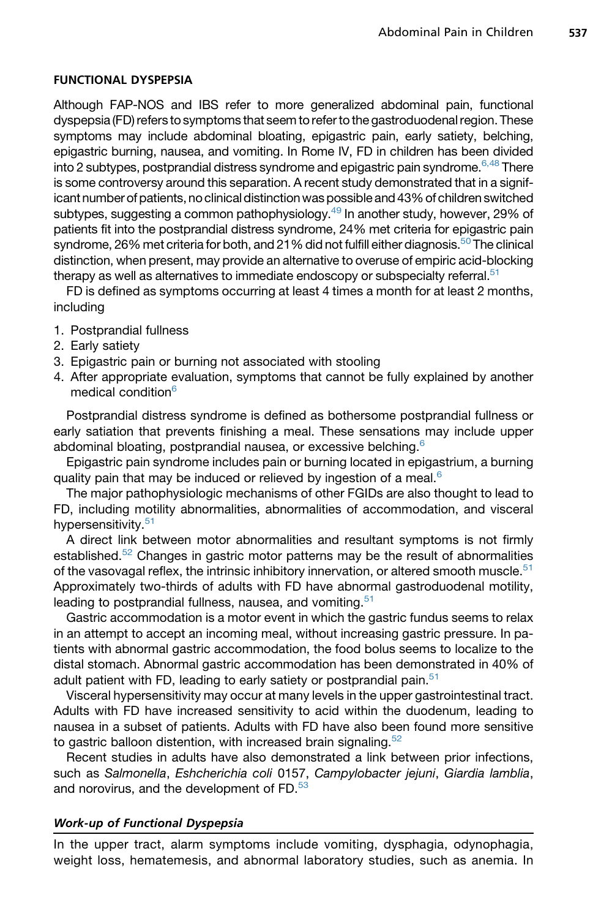## FUNCTIONAL DYSPEPSIA

Although FAP-NOS and IBS refer to more generalized abdominal pain, functional dyspepsia (FD) refers to symptoms that seem to refer to the gastroduodenal region. These symptoms may include abdominal bloating, epigastric pain, early satiety, belching, epigastric burning, nausea, and vomiting. In Rome IV, FD in children has been divided into 2 subtypes, postprandial distress syndrome and epigastric pain syndrome.[6,48] There is some controversy around this separation. A recent study demonstrated that in a significant number of patients, no clinical distinction was possible and 43% of children switched subtypes, suggesting a common pathophysiology.[49] In another study, however, 29% of patients fit into the postprandial distress syndrome, 24% met criteria for epigastric pain syndrome, 26% met criteria for both, and 21% did not fulfill either diagnosis.[50] The clinical distinction, when present, may provide an alternative to overuse of empiric acid-blocking therapy as well as alternatives to immediate endoscopy or subspecialty referral.[51]

FD is defined as symptoms occurring at least 4 times a month for at least 2 months, including

1. Postprandial fullness
2. Early satiety
3. Epigastric pain or burning not associated with stooling
4. After appropriate evaluation, symptoms that cannot be fully explained by another medical condition[6]

Postprandial distress syndrome is defined as bothersome postprandial fullness or early satiation that prevents finishing a meal. These sensations may include upper abdominal bloating, postprandial nausea, or excessive belching.[6]

Epigastric pain syndrome includes pain or burning located in epigastrium, a burning quality pain that may be induced or relieved by ingestion of a meal.[6]

The major pathophysiologic mechanisms of other FGIDs are also thought to lead to FD, including motility abnormalities, abnormalities of accommodation, and visceral hypersensitivity.[51]

A direct link between motor abnormalities and resultant symptoms is not firmly established.[52] Changes in gastric motor patterns may be the result of abnormalities of the vasovagal reflex, the intrinsic inhibitory innervation, or altered smooth muscle.[51] Approximately two-thirds of adults with FD have abnormal gastroduodenal motility, leading to postprandial fullness, nausea, and vomiting.[51]

Gastric accommodation is a motor event in which the gastric fundus seems to relax in an attempt to accept an incoming meal, without increasing gastric pressure. In patients with abnormal gastric accommodation, the food bolus seems to localize to the distal stomach. Abnormal gastric accommodation has been demonstrated in 40% of adult patient with FD, leading to early satiety or postprandial pain.[51]

Visceral hypersensitivity may occur at many levels in the upper gastrointestinal tract. Adults with FD have increased sensitivity to acid within the duodenum, leading to nausea in a subset of patients. Adults with FD have also been found more sensitive to gastric balloon distention, with increased brain signaling.[52]

Recent studies in adults have also demonstrated a link between prior infections, such as *Salmonella*, *Eshcherichia coli* 0157, *Campylobacter jejuni*, *Giardia lamblia*, and norovirus, and the development of FD.[53]

### *Work-up of Functional Dyspepsia*

In the upper tract, alarm symptoms include vomiting, dysphagia, odynophagia, weight loss, hematemesis, and abnormal laboratory studies, such as anemia. In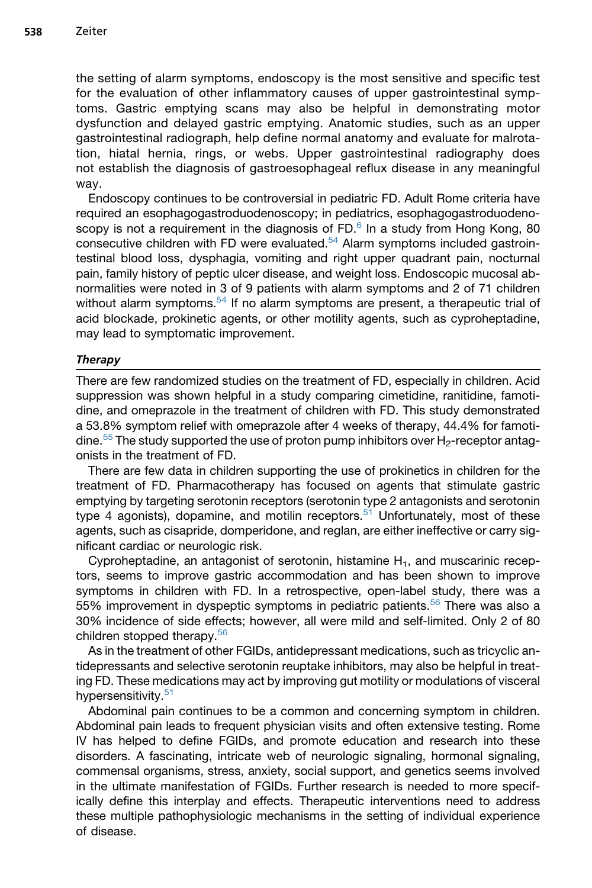the setting of alarm symptoms, endoscopy is the most sensitive and specific test for the evaluation of other inflammatory causes of upper gastrointestinal symptoms. Gastric emptying scans may also be helpful in demonstrating motor dysfunction and delayed gastric emptying. Anatomic studies, such as an upper gastrointestinal radiograph, help define normal anatomy and evaluate for malrotation, hiatal hernia, rings, or webs. Upper gastrointestinal radiography does not establish the diagnosis of gastroesophageal reflux disease in any meaningful way.

Endoscopy continues to be controversial in pediatric FD. Adult Rome criteria have required an esophagogastroduodenoscopy; in pediatrics, esophagogastroduodenoscopy is not a requirement in the diagnosis of FD.[6] In a study from Hong Kong, 80 consecutive children with FD were evaluated.[54] Alarm symptoms included gastrointestinal blood loss, dysphagia, vomiting and right upper quadrant pain, nocturnal pain, family history of peptic ulcer disease, and weight loss. Endoscopic mucosal abnormalities were noted in 3 of 9 patients with alarm symptoms and 2 of 71 children without alarm symptoms.[54] If no alarm symptoms are present, a therapeutic trial of acid blockade, prokinetic agents, or other motility agents, such as cyproheptadine, may lead to symptomatic improvement.

### *Therapy*

There are few randomized studies on the treatment of FD, especially in children. Acid suppression was shown helpful in a study comparing cimetidine, ranitidine, famotidine, and omeprazole in the treatment of children with FD. This study demonstrated a 53.8% symptom relief with omeprazole after 4 weeks of therapy, 44.4% for famotidine.[55] The study supported the use of proton pump inhibitors over $H_2$-receptor antagonists in the treatment of FD.

There are few data in children supporting the use of prokinetics in children for the treatment of FD. Pharmacotherapy has focused on agents that stimulate gastric emptying by targeting serotonin receptors (serotonin type 2 antagonists and serotonin type 4 agonists), dopamine, and motilin receptors.[51] Unfortunately, most of these agents, such as cisapride, domperidone, and reglan, are either ineffective or carry significant cardiac or neurologic risk.

Cyproheptadine, an antagonist of serotonin, histamine $H_1$, and muscarinic receptors, seems to improve gastric accommodation and has been shown to improve symptoms in children with FD. In a retrospective, open-label study, there was a 55% improvement in dyspeptic symptoms in pediatric patients.[56] There was also a 30% incidence of side effects; however, all were mild and self-limited. Only 2 of 80 children stopped therapy.[56]

As in the treatment of other FGIDs, antidepressant medications, such as tricyclic antidepressants and selective serotonin reuptake inhibitors, may also be helpful in treating FD. These medications may act by improving gut motility or modulations of visceral hypersensitivity.[51]

Abdominal pain continues to be a common and concerning symptom in children. Abdominal pain leads to frequent physician visits and often extensive testing. Rome IV has helped to define FGIDs, and promote education and research into these disorders. A fascinating, intricate web of neurologic signaling, hormonal signaling, commensal organisms, stress, anxiety, social support, and genetics seems involved in the ultimate manifestation of FGIDs. Further research is needed to more specifically define this interplay and effects. Therapeutic interventions need to address these multiple pathophysiologic mechanisms in the setting of individual experience of disease.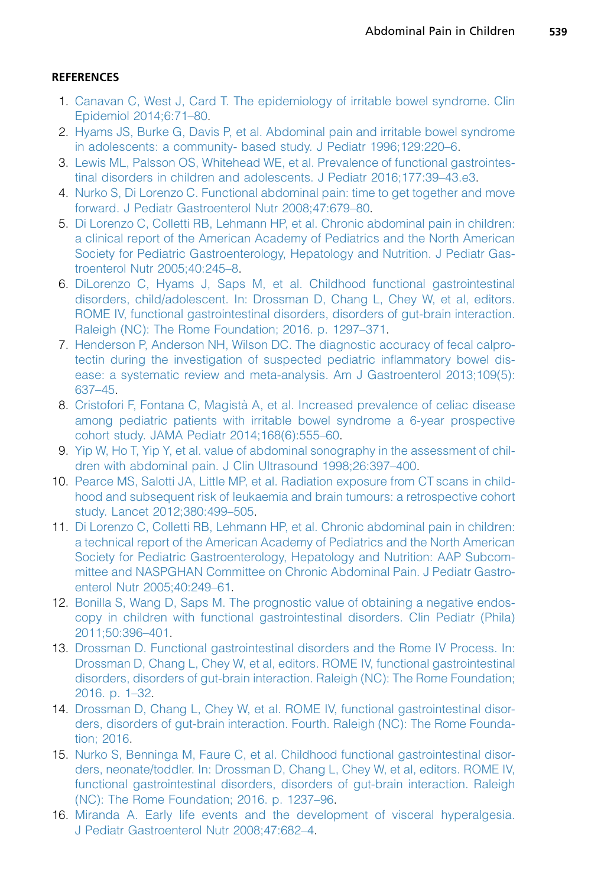## REFERENCES

1. Canavan C, West J, Card T. The epidemiology of irritable bowel syndrome. Clin Epidemiol 2014;6:71–80.
2. Hyams JS, Burke G, Davis P, et al. Abdominal pain and irritable bowel syndrome in adolescents: a community- based study. J Pediatr 1996;129:220–6.
3. Lewis ML, Palsson OS, Whitehead WE, et al. Prevalence of functional gastrointestinal disorders in children and adolescents. J Pediatr 2016;177:39–43.e3.
4. Nurko S, Di Lorenzo C. Functional abdominal pain: time to get together and move forward. J Pediatr Gastroenterol Nutr 2008;47:679–80.
5. Di Lorenzo C, Colletti RB, Lehmann HP, et al. Chronic abdominal pain in children: a clinical report of the American Academy of Pediatrics and the North American Society for Pediatric Gastroenterology, Hepatology and Nutrition. J Pediatr Gastroenterol Nutr 2005;40:245–8.
6. DiLorenzo C, Hyams J, Saps M, et al. Childhood functional gastrointestinal disorders, child/adolescent. In: Drossman D, Chang L, Chey W, et al, editors. ROME IV, functional gastrointestinal disorders, disorders of gut-brain interaction. Raleigh (NC): The Rome Foundation; 2016. p. 1297–371.
7. Henderson P, Anderson NH, Wilson DC. The diagnostic accuracy of fecal calprotectin during the investigation of suspected pediatric inflammatory bowel disease: a systematic review and meta-analysis. Am J Gastroenterol 2013;109(5): 637–45.
8. Cristofori F, Fontana C, Magistà A, et al. Increased prevalence of celiac disease among pediatric patients with irritable bowel syndrome a 6-year prospective cohort study. JAMA Pediatr 2014;168(6):555–60.
9. Yip W, Ho T, Yip Y, et al. value of abdominal sonography in the assessment of children with abdominal pain. J Clin Ultrasound 1998;26:397–400.
10. Pearce MS, Salotti JA, Little MP, et al. Radiation exposure from CT scans in childhood and subsequent risk of leukaemia and brain tumours: a retrospective cohort study. Lancet 2012;380:499–505.
11. Di Lorenzo C, Colletti RB, Lehmann HP, et al. Chronic abdominal pain in children: a technical report of the American Academy of Pediatrics and the North American Society for Pediatric Gastroenterology, Hepatology and Nutrition: AAP Subcommittee and NASPGHAN Committee on Chronic Abdominal Pain. J Pediatr Gastroenterol Nutr 2005;40:249–61.
12. Bonilla S, Wang D, Saps M. The prognostic value of obtaining a negative endoscopy in children with functional gastrointestinal disorders. Clin Pediatr (Phila) 2011;50:396–401.
13. Drossman D. Functional gastrointestinal disorders and the Rome IV Process. In: Drossman D, Chang L, Chey W, et al, editors. ROME IV, functional gastrointestinal disorders, disorders of gut-brain interaction. Raleigh (NC): The Rome Foundation; 2016. p. 1–32.
14. Drossman D, Chang L, Chey W, et al. ROME IV, functional gastrointestinal disorders, disorders of gut-brain interaction. Fourth. Raleigh (NC): The Rome Foundation; 2016.
15. Nurko S, Benninga M, Faure C, et al. Childhood functional gastrointestinal disorders, neonate/toddler. In: Drossman D, Chang L, Chey W, et al, editors. ROME IV, functional gastrointestinal disorders, disorders of gut-brain interaction. Raleigh (NC): The Rome Foundation; 2016. p. 1237–96.
16. Miranda A. Early life events and the development of visceral hyperalgesia. J Pediatr Gastroenterol Nutr 2008;47:682–4.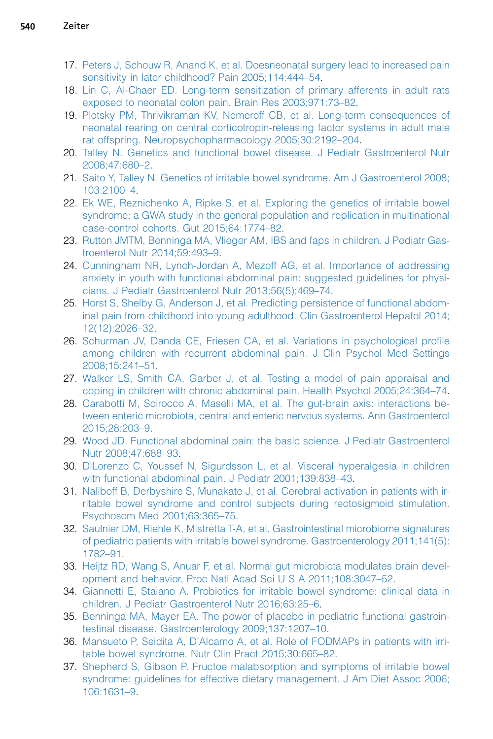17. Peters J, Schouw R, Anand K, et al. Doesneonatal surgery lead to increased pain sensitivity in later childhood? Pain 2005;114:444–54.
18. Lin C, Al-Chaer ED. Long-term sensitization of primary afferents in adult rats exposed to neonatal colon pain. Brain Res 2003;971:73–82.
19. Plotsky PM, Thrivikraman KV, Nemeroff CB, et al. Long-term consequences of neonatal rearing on central corticotropin-releasing factor systems in adult male rat offspring. Neuropsychopharmacology 2005;30:2192–204.
20. Talley N. Genetics and functional bowel disease. J Pediatr Gastroenterol Nutr 2008;47:680–2.
21. Saito Y, Talley N. Genetics of irritable bowel syndrome. Am J Gastroenterol 2008; 103:2100–4.
22. Ek WE, Reznichenko A, Ripke S, et al. Exploring the genetics of irritable bowel syndrome: a GWA study in the general population and replication in multinational case-control cohorts. Gut 2015;64:1774–82.
23. Rutten JMTM, Benninga MA, Vlieger AM. IBS and faps in children. J Pediatr Gastroenterol Nutr 2014;59:493–9.
24. Cunningham NR, Lynch-Jordan A, Mezoff AG, et al. Importance of addressing anxiety in youth with functional abdominal pain: suggested guidelines for physicians. J Pediatr Gastroenterol Nutr 2013;56(5):469–74.
25. Horst S, Shelby G, Anderson J, et al. Predicting persistence of functional abdominal pain from childhood into young adulthood. Clin Gastroenterol Hepatol 2014; 12(12):2026–32.
26. Schurman JV, Danda CE, Friesen CA, et al. Variations in psychological profile among children with recurrent abdominal pain. J Clin Psychol Med Settings 2008;15:241–51.
27. Walker LS, Smith CA, Garber J, et al. Testing a model of pain appraisal and coping in children with chronic abdominal pain. Health Psychol 2005;24:364–74.
28. Carabotti M, Scirocco A, Maselli MA, et al. The gut-brain axis: interactions between enteric microbiota, central and enteric nervous systems. Ann Gastroenterol 2015;28:203–9.
29. Wood JD. Functional abdominal pain: the basic science. J Pediatr Gastroenterol Nutr 2008;47:688–93.
30. DiLorenzo C, Youssef N, Sigurdsson L, et al. Visceral hyperalgesia in children with functional abdominal pain. J Pediatr 2001;139:838–43.
31. Naliboff B, Derbyshire S, Munakate J, et al. Cerebral activation in patients with irritable bowel syndrome and control subjects during rectosigmoid stimulation. Psychosom Med 2001;63:365–75.
32. Saulnier DM, Riehle K, Mistretta T-A, et al. Gastrointestinal microbiome signatures of pediatric patients with irritable bowel syndrome. Gastroenterology 2011;141(5): 1782–91.
33. Heijtz RD, Wang S, Anuar F, et al. Normal gut microbiota modulates brain development and behavior. Proc Natl Acad Sci U S A 2011;108:3047–52.
34. Giannetti E, Staiano A. Probiotics for irritable bowel syndrome: clinical data in children. J Pediatr Gastroenterol Nutr 2016;63:25–6.
35. Benninga MA, Mayer EA. The power of placebo in pediatric functional gastrointestinal disease. Gastroenterology 2009;137:1207–10.
36. Mansueto P, Seidita A, D'Alcamo A, et al. Role of FODMAPs in patients with irritable bowel syndrome. Nutr Clin Pract 2015;30:665–82.
37. Shepherd S, Gibson P. Fructoe malabsorption and symptoms of irritable bowel syndrome: guidelines for effective dietary management. J Am Diet Assoc 2006; 106:1631–9.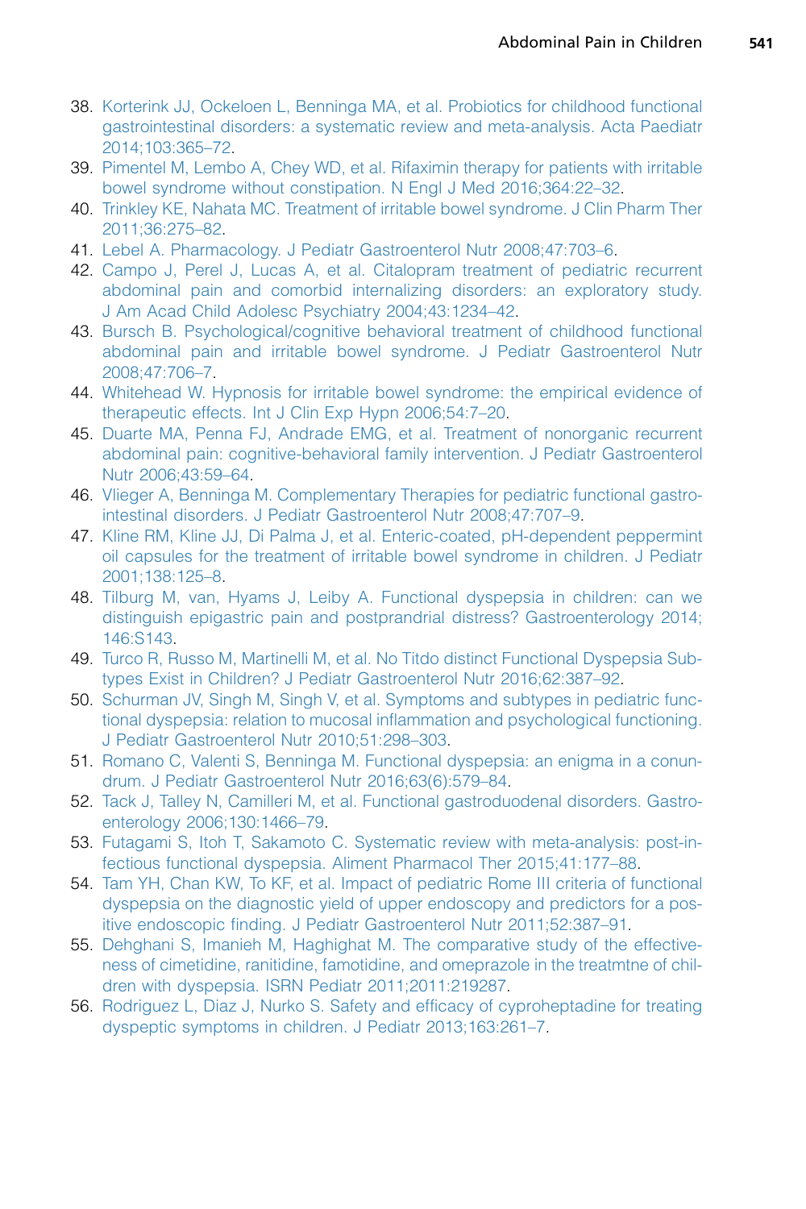38. Korterink JJ, Ockeloen L, Benninga MA, et al. Probiotics for childhood functional gastrointestinal disorders: a systematic review and meta-analysis. Acta Paediatr 2014;103:365–72.
39. Pimentel M, Lembo A, Chey WD, et al. Rifaximin therapy for patients with irritable bowel syndrome without constipation. N Engl J Med 2016;364:22–32.
40. Trinkley KE, Nahata MC. Treatment of irritable bowel syndrome. J Clin Pharm Ther 2011;36:275–82.
41. Lebel A. Pharmacology. J Pediatr Gastroenterol Nutr 2008;47:703–6.
42. Campo J, Perel J, Lucas A, et al. Citalopram treatment of pediatric recurrent abdominal pain and comorbid internalizing disorders: an exploratory study. J Am Acad Child Adolesc Psychiatry 2004;43:1234–42.
43. Bursch B. Psychological/cognitive behavioral treatment of childhood functional abdominal pain and irritable bowel syndrome. J Pediatr Gastroenterol Nutr 2008;47:706–7.
44. Whitehead W. Hypnosis for irritable bowel syndrome: the empirical evidence of therapeutic effects. Int J Clin Exp Hypn 2006;54:7–20.
45. Duarte MA, Penna FJ, Andrade EMG, et al. Treatment of nonorganic recurrent abdominal pain: cognitive-behavioral family intervention. J Pediatr Gastroenterol Nutr 2006;43:59–64.
46. Vlieger A, Benninga M. Complementary Therapies for pediatric functional gastrointestinal disorders. J Pediatr Gastroenterol Nutr 2008;47:707–9.
47. Kline RM, Kline JJ, Di Palma J, et al. Enteric-coated, pH-dependent peppermint oil capsules for the treatment of irritable bowel syndrome in children. J Pediatr 2001;138:125–8.
48. Tilburg M, van, Hyams J, Leiby A. Functional dyspepsia in children: can we distinguish epigastric pain and postprandial distress? Gastroenterology 2014;146:S143.
49. Turco R, Russo M, Martinelli M, et al. No Titdo distinct Functional Dyspepsia Subtypes Exist in Children? J Pediatr Gastroenterol Nutr 2016;62:387–92.
50. Schurman JV, Singh M, Singh V, et al. Symptoms and subtypes in pediatric functional dyspepsia: relation to mucosal inflammation and psychological functioning. J Pediatr Gastroenterol Nutr 2010;51:298–303.
51. Romano C, Valenti S, Benninga M. Functional dyspepsia: an enigma in a conundrum. J Pediatr Gastroenterol Nutr 2016;63(6):579–84.
52. Tack J, Talley N, Camilleri M, et al. Functional gastroduodenal disorders. Gastroenterology 2006;130:1466–79.
53. Futagami S, Itoh T, Sakamoto C. Systematic review with meta-analysis: post-infectious functional dyspepsia. Aliment Pharmacol Ther 2015;41:177–88.
54. Tam YH, Chan KW, To KF, et al. Impact of pediatric Rome III criteria of functional dyspepsia on the diagnostic yield of upper endoscopy and predictors for a positive endoscopic finding. J Pediatr Gastroenterol Nutr 2011;52:387–91.
55. Dehghani S, Imanieh M, Haghighat M. The comparative study of the effectiveness of cimetidine, ranitidine, famotidine, and omeprazole in the treatmtne of children with dyspepsia. ISRN Pediatr 2011;2011:219287.
56. Rodriguez L, Diaz J, Nurko S. Safety and efficacy of cyproheptadine for treating dyspeptic symptoms in children. J Pediatr 2013;163:261–7.